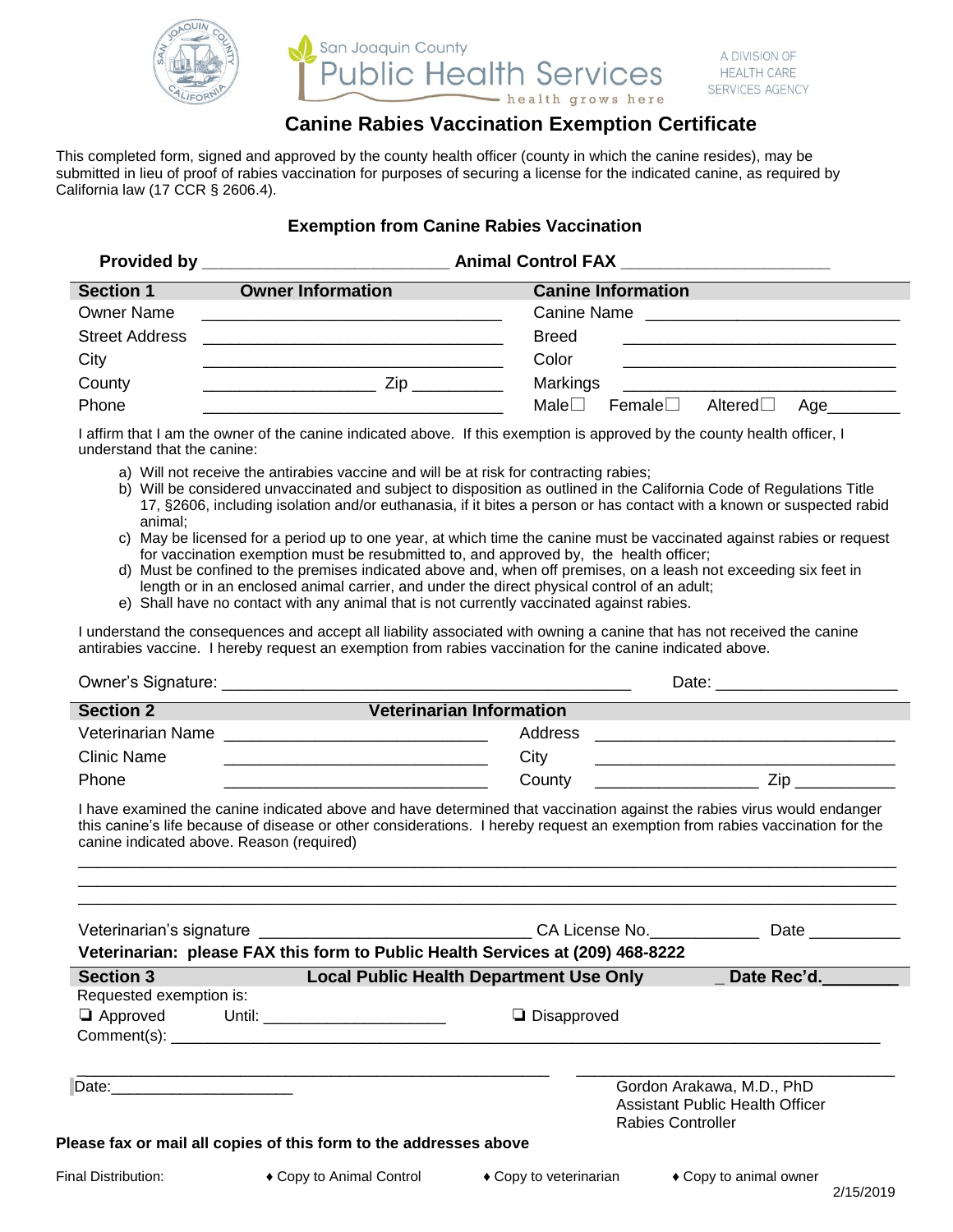San Joaquin County
Public Health Services
health grows here

A DIVISION OF HEALTH CARE SERVICES AGENCY

# Canine Rabies Vaccination Exemption Certificate

This completed form, signed and approved by the county health officer (county in which the canine resides), may be submitted in lieu of proof of rabies vaccination for purposes of securing a license for the indicated canine, as required by California law (17 CCR § 2606.4).

## Exemption from Canine Rabies Vaccination

**Provided by** _________________________ **Animal Control FAX** _____________________

| **Section 1** | **Owner Information** | **Canine Information** | |
|---|---|---|---|
| Owner Name | ______________________________ | Canine Name | __________________________ |
| Street Address | ______________________________ | Breed | ____________________________ |
| City | ______________________________ | Color | ____________________________ |
| County | _________________ Zip _________ | Markings | ____________________________ |
| Phone | ______________________________ | Male☐ Female☐ Altered☐ Age________ | |

I affirm that I am the owner of the canine indicated above. If this exemption is approved by the county health officer, I understand that the canine:

a) Will not receive the antirabies vaccine and will be at risk for contracting rabies;
b) Will be considered unvaccinated and subject to disposition as outlined in the California Code of Regulations Title 17, §2606, including isolation and/or euthanasia, if it bites a person or has contact with a known or suspected rabid animal;
c) May be licensed for a period up to one year, at which time the canine must be vaccinated against rabies or request for vaccination exemption must be resubmitted to, and approved by, the health officer;
d) Must be confined to the premises indicated above and, when off premises, on a leash not exceeding six feet in length or in an enclosed animal carrier, and under the direct physical control of an adult;
e) Shall have no contact with any animal that is not currently vaccinated against rabies.

I understand the consequences and accept all liability associated with owning a canine that has not received the canine antirabies vaccine. I hereby request an exemption from rabies vaccination for the canine indicated above.

Owner's Signature: ________________________________________ Date: ___________________

| **Section 2** | **Veterinarian Information** | | |
|---|---|---|---|
| Veterinarian Name | ___________________________ | Address | _______________________________ |
| Clinic Name | ___________________________ | City | _______________________________ |
| Phone | ___________________________ | County | _________________ Zip ___________ |

I have examined the canine indicated above and have determined that vaccination against the rabies virus would endanger this canine's life because of disease or other considerations. I hereby request an exemption from rabies vaccination for the canine indicated above. Reason (required)

_____________________________________________________________________________________

_____________________________________________________________________________________

_____________________________________________________________________________________

Veterinarian's signature ____________________________ CA License No.____________ Date __________

**Veterinarian: please FAX this form to Public Health Services at (209) 468-8222**

| **Section 3** | **Local Public Health Department Use Only** | **_ Date Rec'd.________** |
|---|---|---|

Requested exemption is:

❑ Approved Until: _____________________ ❑ Disapproved

Comment(s): ______________________________________________________________________________

______________________________________________ ______________________________

Date:_____________________

Gordon Arakawa, M.D., PhD
Assistant Public Health Officer
Rabies Controller

**Please fax or mail all copies of this form to the addresses above**

Final Distribution: ♦ Copy to Animal Control ♦ Copy to veterinarian ♦ Copy to animal owner

2/15/2019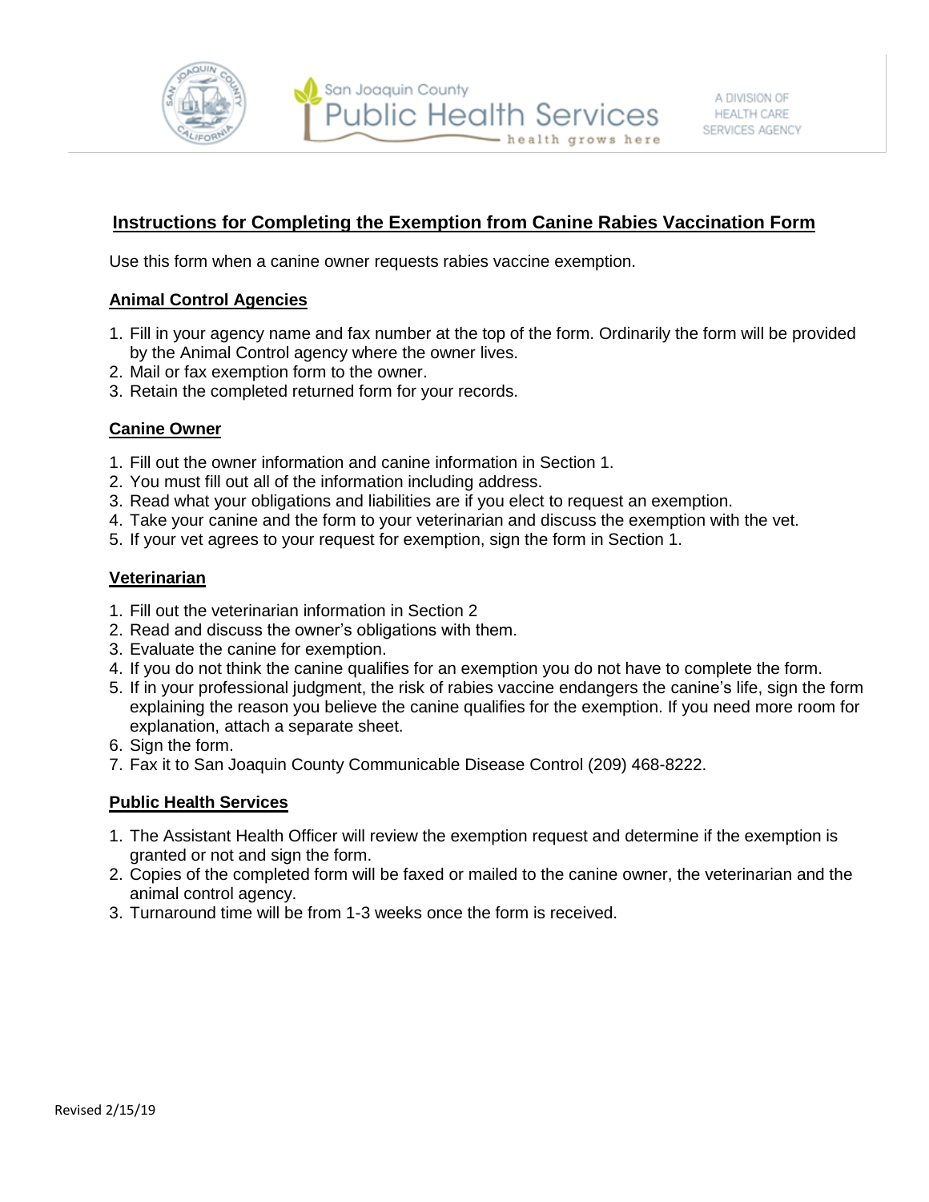## Instructions for Completing the Exemption from Canine Rabies Vaccination Form

Use this form when a canine owner requests rabies vaccine exemption.

### Animal Control Agencies

1. Fill in your agency name and fax number at the top of the form. Ordinarily the form will be provided by the Animal Control agency where the owner lives.
2. Mail or fax exemption form to the owner.
3. Retain the completed returned form for your records.

### Canine Owner

1. Fill out the owner information and canine information in Section 1.
2. You must fill out all of the information including address.
3. Read what your obligations and liabilities are if you elect to request an exemption.
4. Take your canine and the form to your veterinarian and discuss the exemption with the vet.
5. If your vet agrees to your request for exemption, sign the form in Section 1.

### Veterinarian

1. Fill out the veterinarian information in Section 2
2. Read and discuss the owner's obligations with them.
3. Evaluate the canine for exemption.
4. If you do not think the canine qualifies for an exemption you do not have to complete the form.
5. If in your professional judgment, the risk of rabies vaccine endangers the canine's life, sign the form explaining the reason you believe the canine qualifies for the exemption. If you need more room for explanation, attach a separate sheet.
6. Sign the form.
7. Fax it to San Joaquin County Communicable Disease Control (209) 468-8222.

### Public Health Services

1. The Assistant Health Officer will review the exemption request and determine if the exemption is granted or not and sign the form.
2. Copies of the completed form will be faxed or mailed to the canine owner, the veterinarian and the animal control agency.
3. Turnaround time will be from 1-3 weeks once the form is received.

Revised 2/15/19